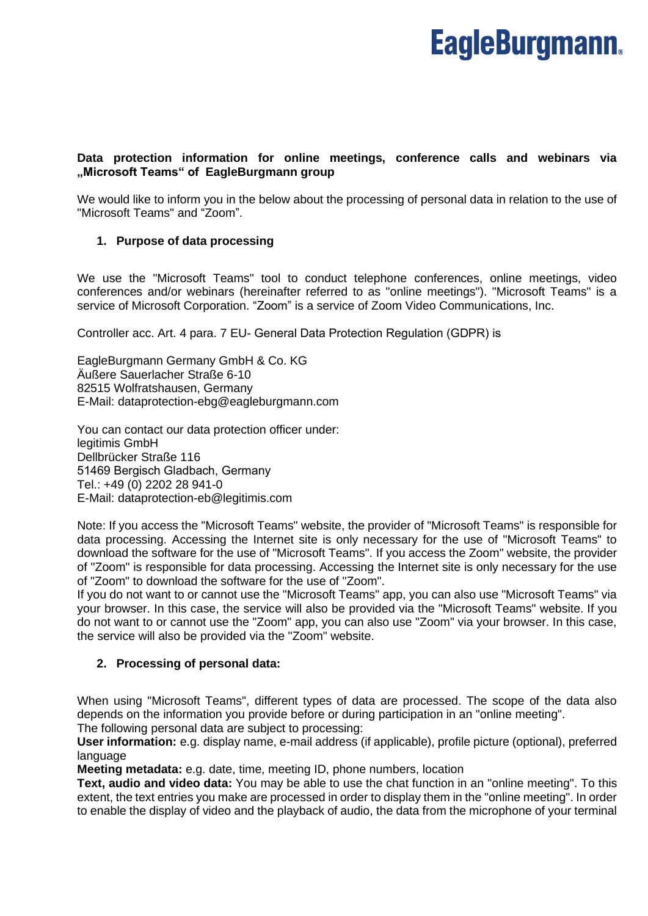**Data protection information for online meetings, conference calls and webinars via „Microsoft Teams“ of EagleBurgmann group**

We would like to inform you in the below about the processing of personal data in relation to the use of "Microsoft Teams" and “Zoom”.

## 1. Purpose of data processing

We use the "Microsoft Teams" tool to conduct telephone conferences, online meetings, video conferences and/or webinars (hereinafter referred to as "online meetings"). "Microsoft Teams" is a service of Microsoft Corporation. “Zoom” is a service of Zoom Video Communications, Inc.

Controller acc. Art. 4 para. 7 EU- General Data Protection Regulation (GDPR) is

EagleBurgmann Germany GmbH & Co. KG
Äußere Sauerlacher Straße 6-10
82515 Wolfratshausen, Germany
E-Mail: dataprotection-ebg@eagleburgmann.com

You can contact our data protection officer under:
legitimis GmbH
Dellbrücker Straße 116
51469 Bergisch Gladbach, Germany
Tel.: +49 (0) 2202 28 941-0
E-Mail: dataprotection-eb@legitimis.com

Note: If you access the "Microsoft Teams" website, the provider of "Microsoft Teams" is responsible for data processing. Accessing the Internet site is only necessary for the use of "Microsoft Teams" to download the software for the use of "Microsoft Teams". If you access the Zoom" website, the provider of "Zoom" is responsible for data processing. Accessing the Internet site is only necessary for the use of "Zoom" to download the software for the use of "Zoom".
If you do not want to or cannot use the "Microsoft Teams" app, you can also use "Microsoft Teams" via your browser. In this case, the service will also be provided via the "Microsoft Teams" website. If you do not want to or cannot use the "Zoom" app, you can also use "Zoom" via your browser. In this case, the service will also be provided via the "Zoom" website.

## 2. Processing of personal data:

When using "Microsoft Teams", different types of data are processed. The scope of the data also depends on the information you provide before or during participation in an "online meeting".
The following personal data are subject to processing:
**User information:** e.g. display name, e-mail address (if applicable), profile picture (optional), preferred language
**Meeting metadata:** e.g. date, time, meeting ID, phone numbers, location
**Text, audio and video data:** You may be able to use the chat function in an "online meeting". To this extent, the text entries you make are processed in order to display them in the "online meeting". In order to enable the display of video and the playback of audio, the data from the microphone of your terminal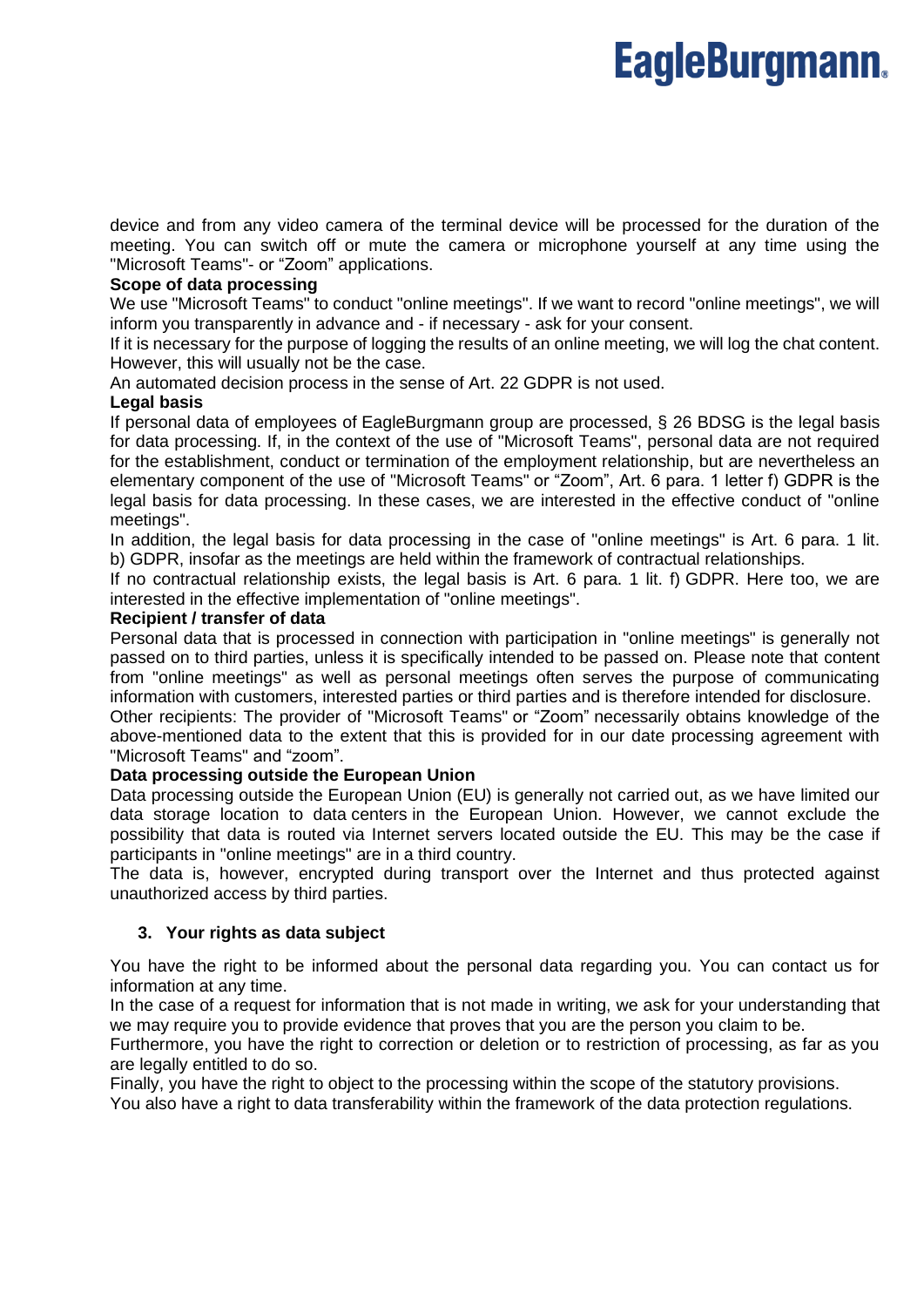device and from any video camera of the terminal device will be processed for the duration of the meeting. You can switch off or mute the camera or microphone yourself at any time using the "Microsoft Teams"- or "Zoom" applications.

**Scope of data processing**

We use "Microsoft Teams" to conduct "online meetings". If we want to record "online meetings", we will inform you transparently in advance and - if necessary - ask for your consent.

If it is necessary for the purpose of logging the results of an online meeting, we will log the chat content. However, this will usually not be the case.

An automated decision process in the sense of Art. 22 GDPR is not used.

**Legal basis**

If personal data of employees of EagleBurgmann group are processed, § 26 BDSG is the legal basis for data processing. If, in the context of the use of "Microsoft Teams", personal data are not required for the establishment, conduct or termination of the employment relationship, but are nevertheless an elementary component of the use of "Microsoft Teams" or "Zoom", Art. 6 para. 1 letter f) GDPR is the legal basis for data processing. In these cases, we are interested in the effective conduct of "online meetings".

In addition, the legal basis for data processing in the case of "online meetings" is Art. 6 para. 1 lit. b) GDPR, insofar as the meetings are held within the framework of contractual relationships.

If no contractual relationship exists, the legal basis is Art. 6 para. 1 lit. f) GDPR. Here too, we are interested in the effective implementation of "online meetings".

**Recipient / transfer of data**

Personal data that is processed in connection with participation in "online meetings" is generally not passed on to third parties, unless it is specifically intended to be passed on. Please note that content from "online meetings" as well as personal meetings often serves the purpose of communicating information with customers, interested parties or third parties and is therefore intended for disclosure.

Other recipients: The provider of "Microsoft Teams" or "Zoom" necessarily obtains knowledge of the above-mentioned data to the extent that this is provided for in our date processing agreement with "Microsoft Teams" and "zoom".

**Data processing outside the European Union**

Data processing outside the European Union (EU) is generally not carried out, as we have limited our data storage location to data centers in the European Union. However, we cannot exclude the possibility that data is routed via Internet servers located outside the EU. This may be the case if participants in "online meetings" are in a third country.

The data is, however, encrypted during transport over the Internet and thus protected against unauthorized access by third parties.

## 3. Your rights as data subject

You have the right to be informed about the personal data regarding you. You can contact us for information at any time.

In the case of a request for information that is not made in writing, we ask for your understanding that we may require you to provide evidence that proves that you are the person you claim to be.

Furthermore, you have the right to correction or deletion or to restriction of processing, as far as you are legally entitled to do so.

Finally, you have the right to object to the processing within the scope of the statutory provisions.

You also have a right to data transferability within the framework of the data protection regulations.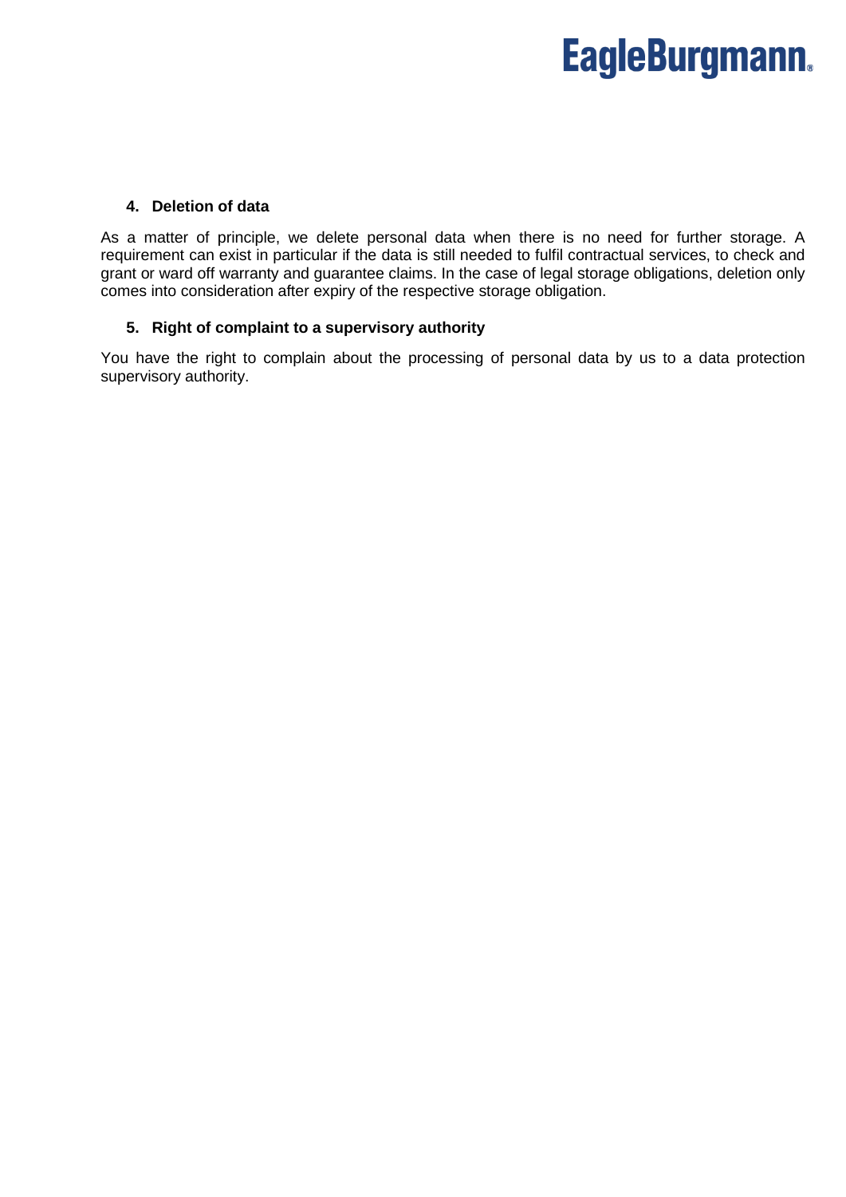## 4. Deletion of data

As a matter of principle, we delete personal data when there is no need for further storage. A requirement can exist in particular if the data is still needed to fulfil contractual services, to check and grant or ward off warranty and guarantee claims. In the case of legal storage obligations, deletion only comes into consideration after expiry of the respective storage obligation.

## 5. Right of complaint to a supervisory authority

You have the right to complain about the processing of personal data by us to a data protection supervisory authority.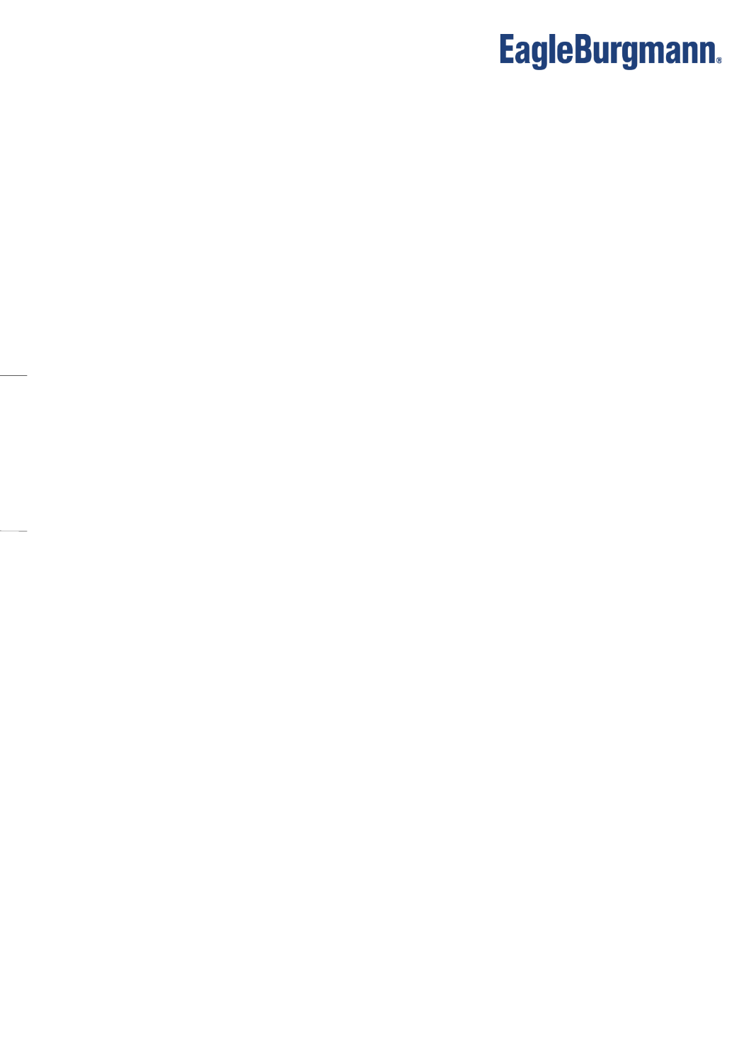EagleBurgmann®